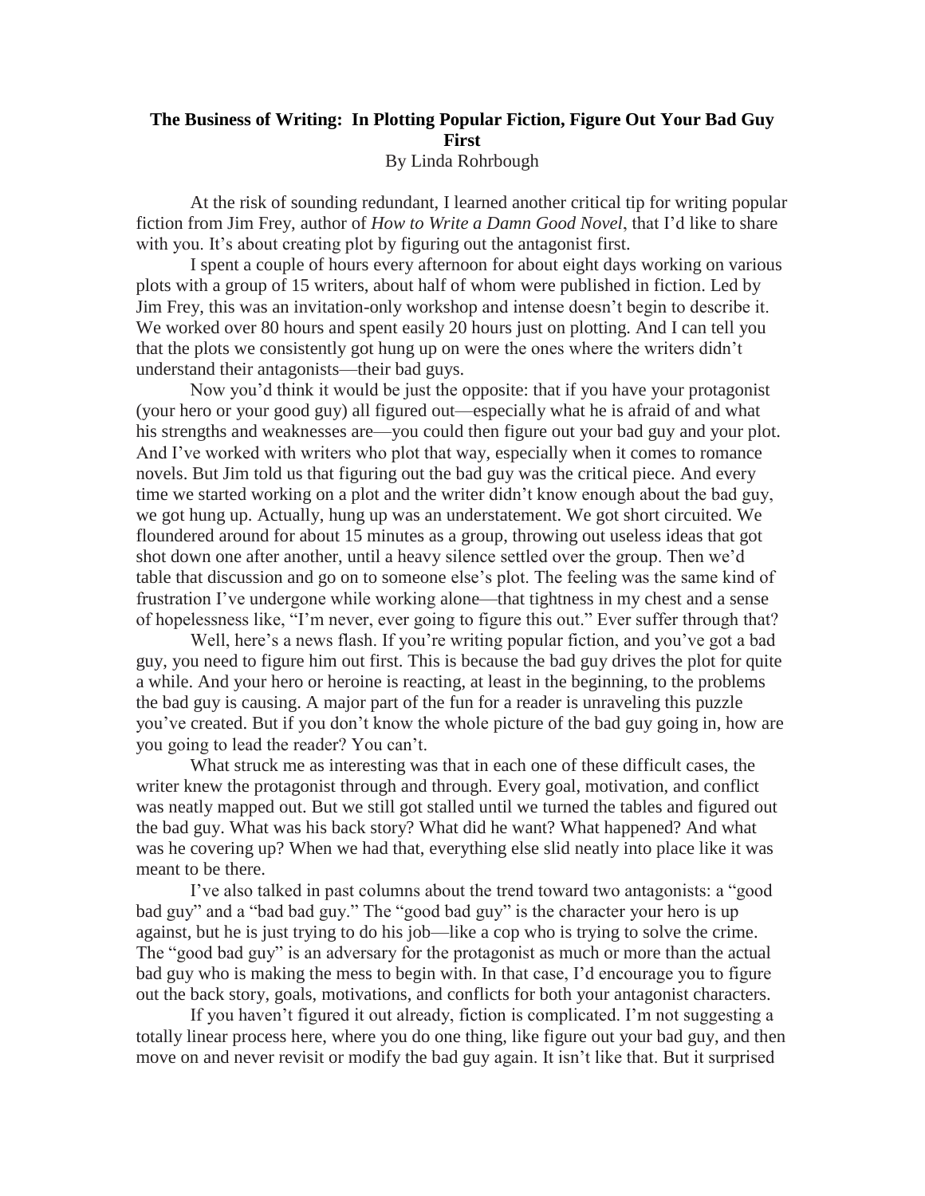# The Business of Writing: In Plotting Popular Fiction, Figure Out Your Bad Guy First

By Linda Rohrbough

At the risk of sounding redundant, I learned another critical tip for writing popular fiction from Jim Frey, author of *How to Write a Damn Good Novel*, that I'd like to share with you. It's about creating plot by figuring out the antagonist first.

I spent a couple of hours every afternoon for about eight days working on various plots with a group of 15 writers, about half of whom were published in fiction. Led by Jim Frey, this was an invitation-only workshop and intense doesn't begin to describe it. We worked over 80 hours and spent easily 20 hours just on plotting. And I can tell you that the plots we consistently got hung up on were the ones where the writers didn't understand their antagonists—their bad guys.

Now you'd think it would be just the opposite: that if you have your protagonist (your hero or your good guy) all figured out—especially what he is afraid of and what his strengths and weaknesses are—you could then figure out your bad guy and your plot. And I've worked with writers who plot that way, especially when it comes to romance novels. But Jim told us that figuring out the bad guy was the critical piece. And every time we started working on a plot and the writer didn't know enough about the bad guy, we got hung up. Actually, hung up was an understatement. We got short circuited. We floundered around for about 15 minutes as a group, throwing out useless ideas that got shot down one after another, until a heavy silence settled over the group. Then we'd table that discussion and go on to someone else's plot. The feeling was the same kind of frustration I've undergone while working alone—that tightness in my chest and a sense of hopelessness like, "I'm never, ever going to figure this out." Ever suffer through that?

Well, here's a news flash. If you're writing popular fiction, and you've got a bad guy, you need to figure him out first. This is because the bad guy drives the plot for quite a while. And your hero or heroine is reacting, at least in the beginning, to the problems the bad guy is causing. A major part of the fun for a reader is unraveling this puzzle you've created. But if you don't know the whole picture of the bad guy going in, how are you going to lead the reader? You can't.

What struck me as interesting was that in each one of these difficult cases, the writer knew the protagonist through and through. Every goal, motivation, and conflict was neatly mapped out. But we still got stalled until we turned the tables and figured out the bad guy. What was his back story? What did he want? What happened? And what was he covering up? When we had that, everything else slid neatly into place like it was meant to be there.

I've also talked in past columns about the trend toward two antagonists: a "good bad guy" and a "bad bad guy." The "good bad guy" is the character your hero is up against, but he is just trying to do his job—like a cop who is trying to solve the crime. The "good bad guy" is an adversary for the protagonist as much or more than the actual bad guy who is making the mess to begin with. In that case, I'd encourage you to figure out the back story, goals, motivations, and conflicts for both your antagonist characters.

If you haven't figured it out already, fiction is complicated. I'm not suggesting a totally linear process here, where you do one thing, like figure out your bad guy, and then move on and never revisit or modify the bad guy again. It isn't like that. But it surprised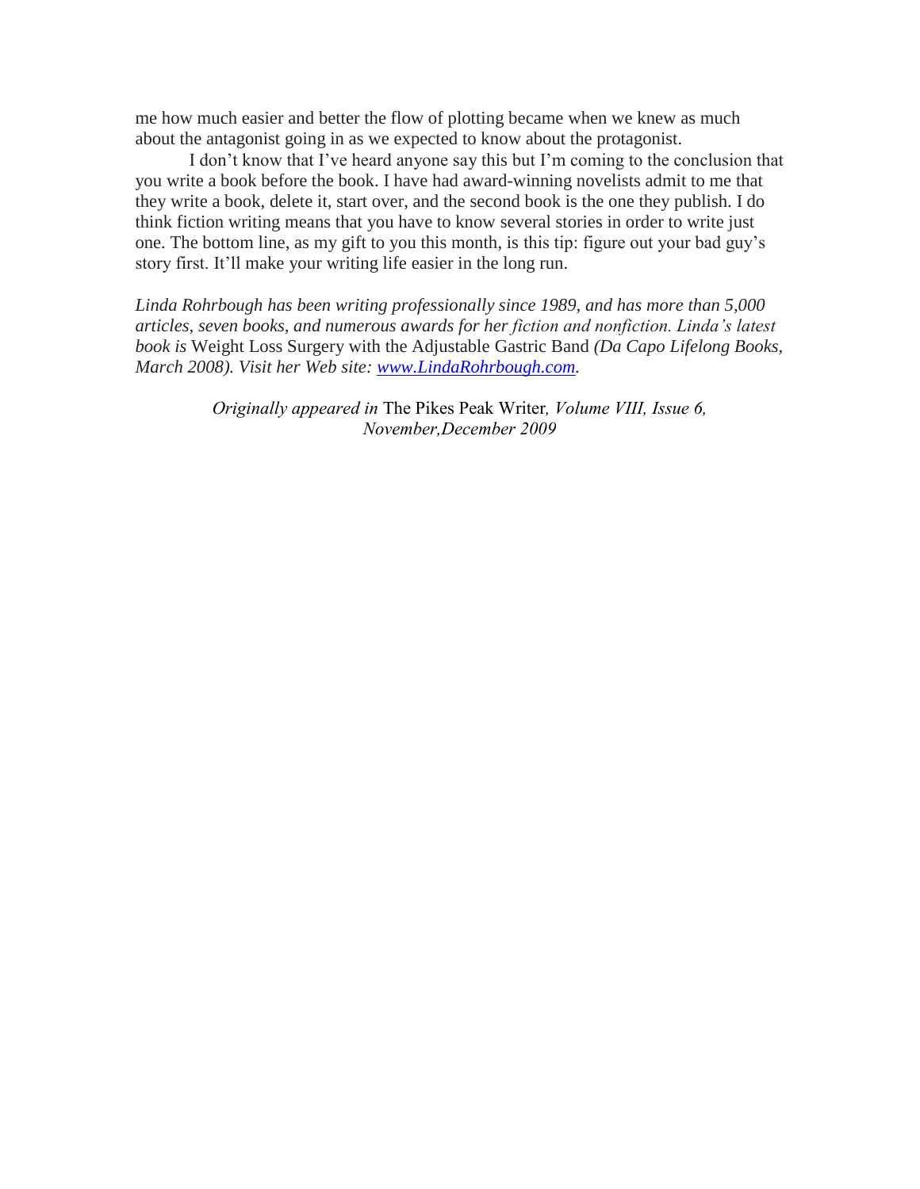me how much easier and better the flow of plotting became when we knew as much about the antagonist going in as we expected to know about the protagonist.

I don't know that I've heard anyone say this but I'm coming to the conclusion that you write a book before the book. I have had award-winning novelists admit to me that they write a book, delete it, start over, and the second book is the one they publish. I do think fiction writing means that you have to know several stories in order to write just one. The bottom line, as my gift to you this month, is this tip: figure out your bad guy's story first. It'll make your writing life easier in the long run.

*Linda Rohrbough has been writing professionally since 1989, and has more than 5,000 articles, seven books, and numerous awards for her fiction and nonfiction. Linda's latest book is* Weight Loss Surgery with the Adjustable Gastric Band *(Da Capo Lifelong Books, March 2008). Visit her Web site: [www.LindaRohrbough.com](http://www.LindaRohrbough.com).*

*Originally appeared in* The Pikes Peak Writer*, Volume VIII, Issue 6, November,December 2009*